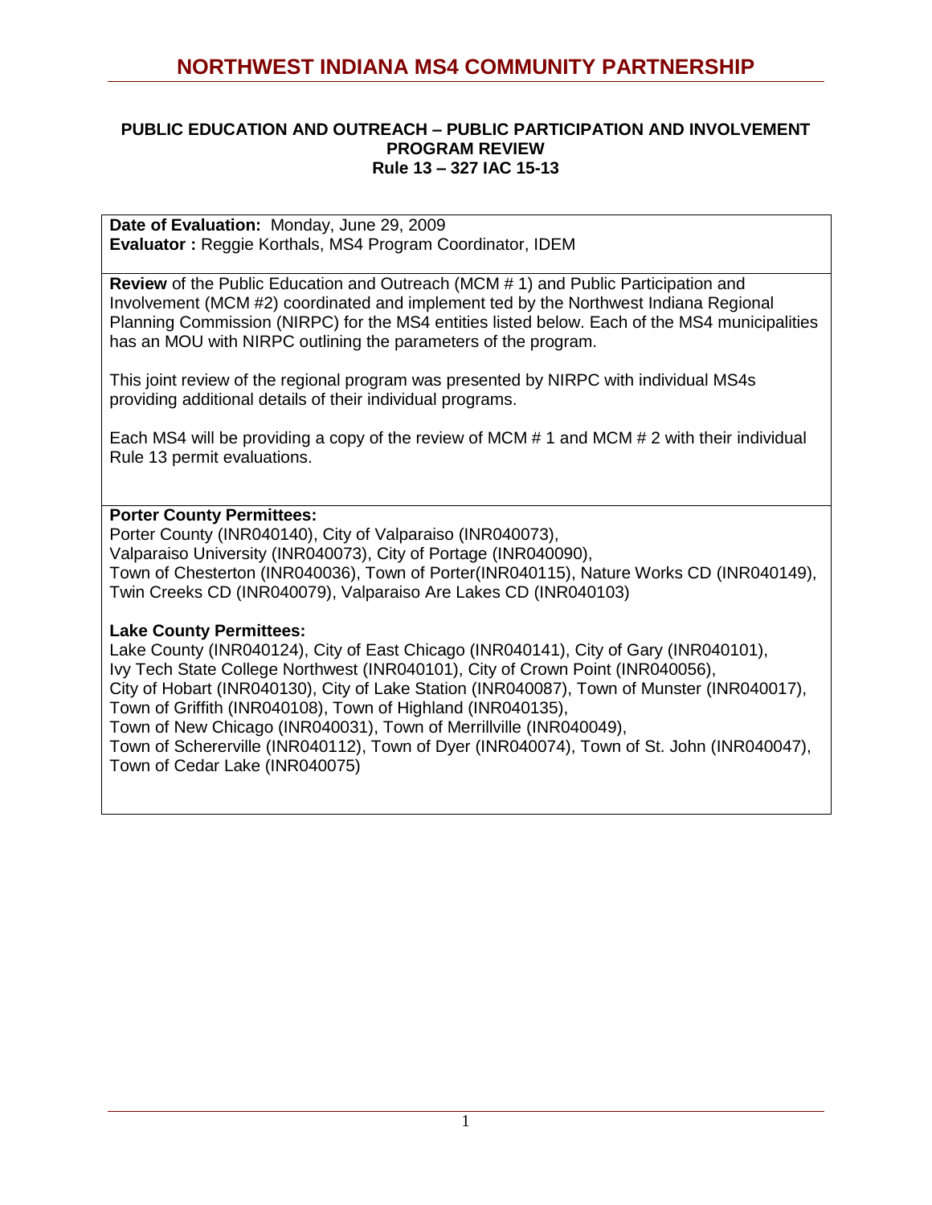# NORTHWEST INDIANA MS4 COMMUNITY PARTNERSHIP

## PUBLIC EDUCATION AND OUTREACH – PUBLIC PARTICIPATION AND INVOLVEMENT PROGRAM REVIEW
### Rule 13 – 327 IAC 15-13

**Date of Evaluation:** Monday, June 29, 2009
**Evaluator :** Reggie Korthals, MS4 Program Coordinator, IDEM

**Review** of the Public Education and Outreach (MCM # 1) and Public Participation and Involvement (MCM #2) coordinated and implement ted by the Northwest Indiana Regional Planning Commission (NIRPC) for the MS4 entities listed below. Each of the MS4 municipalities has an MOU with NIRPC outlining the parameters of the program.

This joint review of the regional program was presented by NIRPC with individual MS4s providing additional details of their individual programs.

Each MS4 will be providing a copy of the review of MCM # 1 and MCM # 2 with their individual Rule 13 permit evaluations.

**Porter County Permittees:**
Porter County (INR040140), City of Valparaiso (INR040073),
Valparaiso University (INR040073), City of Portage (INR040090),
Town of Chesterton (INR040036), Town of Porter(INR040115), Nature Works CD (INR040149),
Twin Creeks CD (INR040079), Valparaiso Are Lakes CD (INR040103)

**Lake County Permittees:**
Lake County (INR040124), City of East Chicago (INR040141), City of Gary (INR040101),
Ivy Tech State College Northwest (INR040101), City of Crown Point (INR040056),
City of Hobart (INR040130), City of Lake Station (INR040087), Town of Munster (INR040017),
Town of Griffith (INR040108), Town of Highland (INR040135),
Town of New Chicago (INR040031), Town of Merrillville (INR040049),
Town of Schererville (INR040112), Town of Dyer (INR040074), Town of St. John (INR040047),
Town of Cedar Lake (INR040075)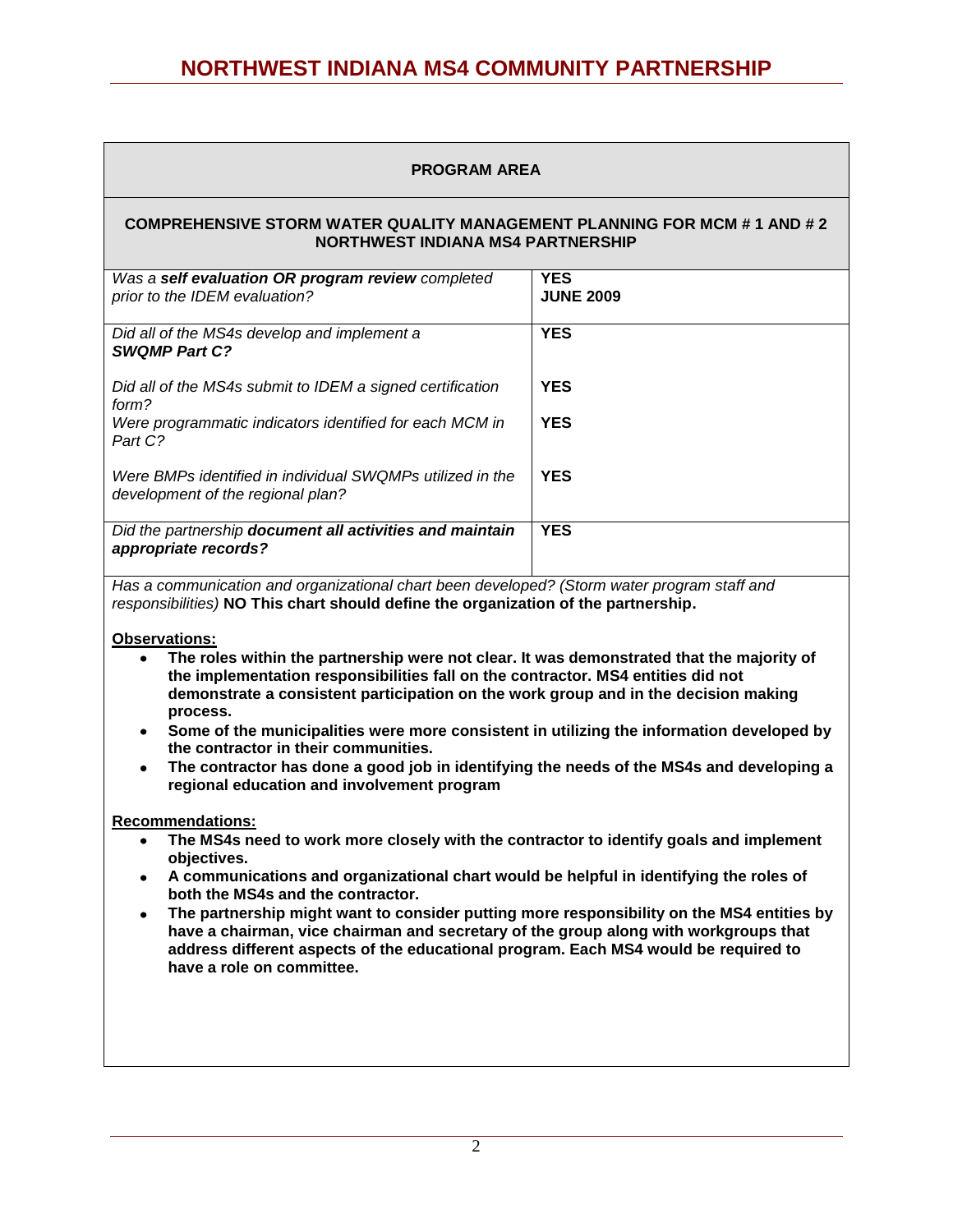| PROGRAM AREA | |
|---|---|
| **COMPREHENSIVE STORM WATER QUALITY MANAGEMENT PLANNING FOR MCM # 1 AND # 2 NORTHWEST INDIANA MS4 PARTNERSHIP** | |
| *Was a **self evaluation OR program review** completed prior to the IDEM evaluation?* | **YES JUNE 2009** |
| *Did all of the MS4s develop and implement a **SWQMP Part C?*** | **YES** |
| *Did all of the MS4s submit to IDEM a signed certification form?* | **YES** |
| *Were programmatic indicators identified for each MCM in Part C?* | **YES** |
| *Were BMPs identified in individual SWQMPs utilized in the development of the regional plan?* | **YES** |
| *Did the partnership **document all activities and maintain appropriate records?*** | **YES** |

*Has a communication and organizational chart been developed? (Storm water program staff and responsibilities)* **NO This chart should define the organization of the partnership.**

**Observations:**

- **The roles within the partnership were not clear. It was demonstrated that the majority of the implementation responsibilities fall on the contractor. MS4 entities did not demonstrate a consistent participation on the work group and in the decision making process.**
- **Some of the municipalities were more consistent in utilizing the information developed by the contractor in their communities.**
- **The contractor has done a good job in identifying the needs of the MS4s and developing a regional education and involvement program**

**Recommendations:**

- **The MS4s need to work more closely with the contractor to identify goals and implement objectives.**
- **A communications and organizational chart would be helpful in identifying the roles of both the MS4s and the contractor.**
- **The partnership might want to consider putting more responsibility on the MS4 entities by have a chairman, vice chairman and secretary of the group along with workgroups that address different aspects of the educational program. Each MS4 would be required to have a role on committee.**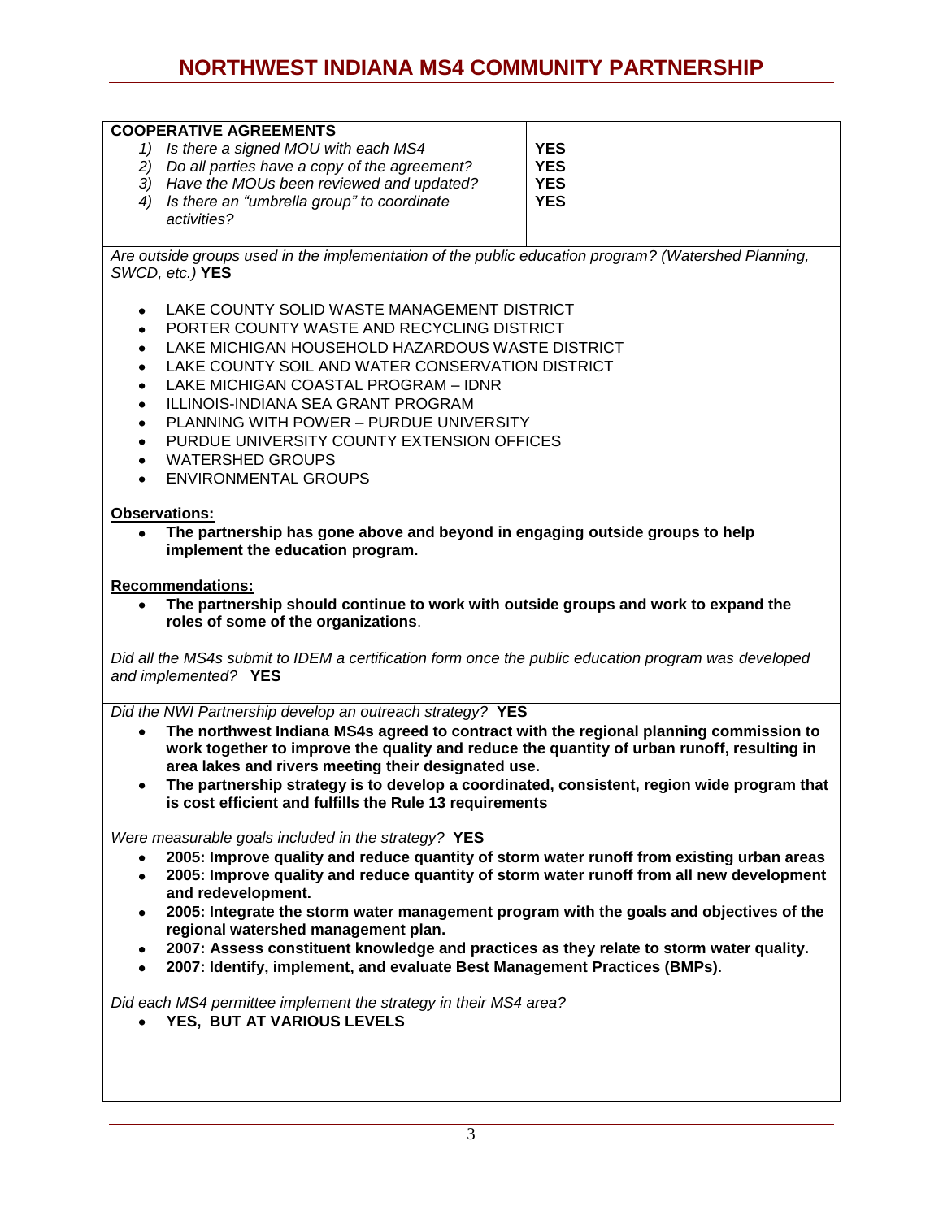| **COOPERATIVE AGREEMENTS** | |
|---|---|
| 1) *Is there a signed MOU with each MS4* | **YES** |
| 2) *Do all parties have a copy of the agreement?* | **YES** |
| 3) *Have the MOUs been reviewed and updated?* | **YES** |
| 4) *Is there an "umbrella group" to coordinate activities?* | **YES** |

*Are outside groups used in the implementation of the public education program? (Watershed Planning, SWCD, etc.)* **YES**

- LAKE COUNTY SOLID WASTE MANAGEMENT DISTRICT
- PORTER COUNTY WASTE AND RECYCLING DISTRICT
- LAKE MICHIGAN HOUSEHOLD HAZARDOUS WASTE DISTRICT
- LAKE COUNTY SOIL AND WATER CONSERVATION DISTRICT
- LAKE MICHIGAN COASTAL PROGRAM – IDNR
- ILLINOIS-INDIANA SEA GRANT PROGRAM
- PLANNING WITH POWER – PURDUE UNIVERSITY
- PURDUE UNIVERSITY COUNTY EXTENSION OFFICES
- WATERSHED GROUPS
- ENVIRONMENTAL GROUPS

**Observations:**

- **The partnership has gone above and beyond in engaging outside groups to help implement the education program.**

**Recommendations:**

- **The partnership should continue to work with outside groups and work to expand the roles of some of the organizations**.

*Did all the MS4s submit to IDEM a certification form once the public education program was developed and implemented?* **YES**

*Did the NWI Partnership develop an outreach strategy?* **YES**

- **The northwest Indiana MS4s agreed to contract with the regional planning commission to work together to improve the quality and reduce the quantity of urban runoff, resulting in area lakes and rivers meeting their designated use.**
- **The partnership strategy is to develop a coordinated, consistent, region wide program that is cost efficient and fulfills the Rule 13 requirements**

*Were measurable goals included in the strategy?* **YES**

- **2005: Improve quality and reduce quantity of storm water runoff from existing urban areas**
- **2005: Improve quality and reduce quantity of storm water runoff from all new development and redevelopment.**
- **2005: Integrate the storm water management program with the goals and objectives of the regional watershed management plan.**
- **2007: Assess constituent knowledge and practices as they relate to storm water quality.**
- **2007: Identify, implement, and evaluate Best Management Practices (BMPs).**

*Did each MS4 permittee implement the strategy in their MS4 area?*

- **YES, BUT AT VARIOUS LEVELS**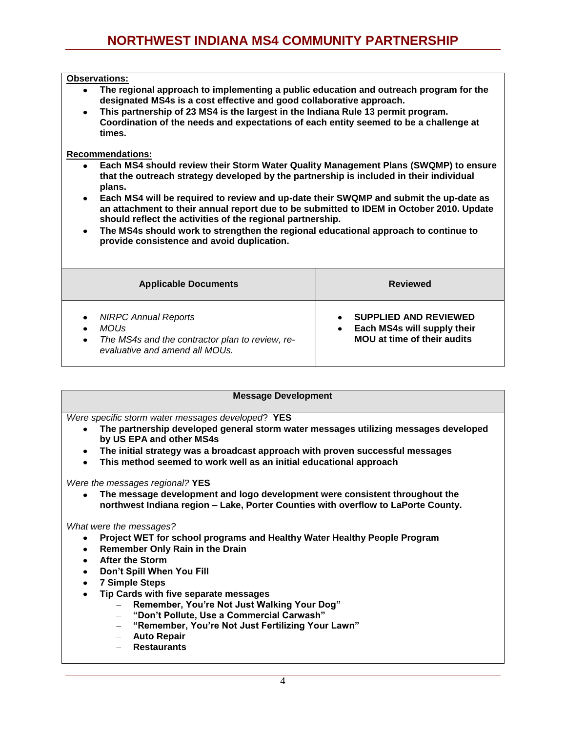**Observations:**

- **The regional approach to implementing a public education and outreach program for the designated MS4s is a cost effective and good collaborative approach.**
- **This partnership of 23 MS4 is the largest in the Indiana Rule 13 permit program. Coordination of the needs and expectations of each entity seemed to be a challenge at times.**

**Recommendations:**

- **Each MS4 should review their Storm Water Quality Management Plans (SWQMP) to ensure that the outreach strategy developed by the partnership is included in their individual plans.**
- **Each MS4 will be required to review and up-date their SWQMP and submit the up-date as an attachment to their annual report due to be submitted to IDEM in October 2010. Update should reflect the activities of the regional partnership.**
- **The MS4s should work to strengthen the regional educational approach to continue to provide consistence and avoid duplication.**

| Applicable Documents | Reviewed |
|---|---|
| • *NIRPC Annual Reports*<br>• *MOUs*<br>• *The MS4s and the contractor plan to review, re-evaluative and amend all MOUs.* | • **SUPPLIED AND REVIEWED**<br>• **Each MS4s will supply their MOU at time of their audits** |

**Message Development**

*Were specific storm water messages developed?* **YES**

- **The partnership developed general storm water messages utilizing messages developed by US EPA and other MS4s**
- **The initial strategy was a broadcast approach with proven successful messages**
- **This method seemed to work well as an initial educational approach**

*Were the messages regional?* **YES**

- **The message development and logo development were consistent throughout the northwest Indiana region – Lake, Porter Counties with overflow to LaPorte County.**

*What were the messages?*

- **Project WET for school programs and Healthy Water Healthy People Program**
- **Remember Only Rain in the Drain**
- **After the Storm**
- **Don't Spill When You Fill**
- **7 Simple Steps**
- **Tip Cards with five separate messages**
  - **Remember, You're Not Just Walking Your Dog"**
  - **"Don't Pollute, Use a Commercial Carwash"**
  - **"Remember, You're Not Just Fertilizing Your Lawn"**
  - **Auto Repair**
  - **Restaurants**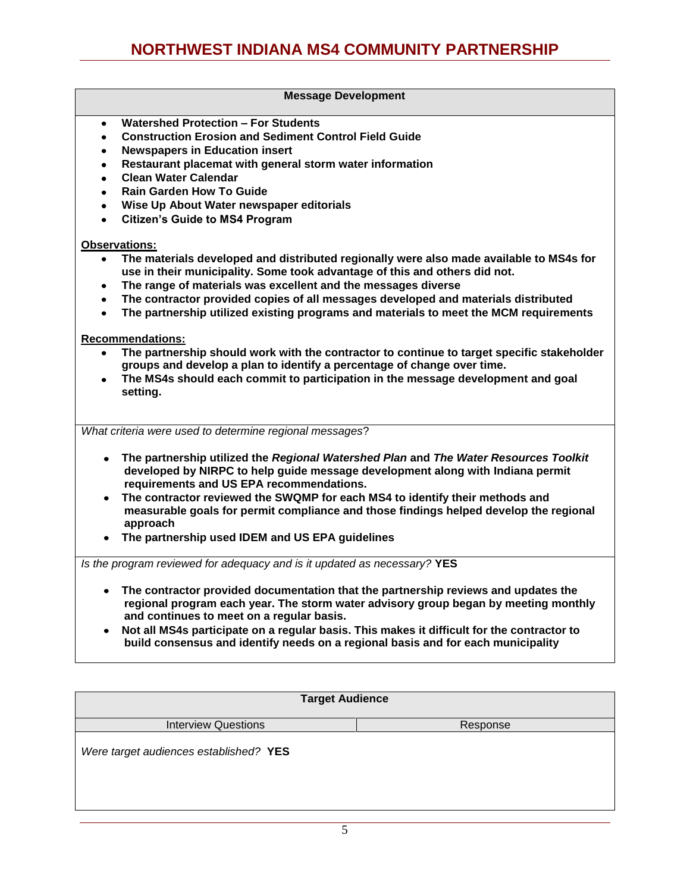## Message Development

- **Watershed Protection – For Students**
- **Construction Erosion and Sediment Control Field Guide**
- **Newspapers in Education insert**
- **Restaurant placemat with general storm water information**
- **Clean Water Calendar**
- **Rain Garden How To Guide**
- **Wise Up About Water newspaper editorials**
- **Citizen's Guide to MS4 Program**

**Observations:**

- **The materials developed and distributed regionally were also made available to MS4s for use in their municipality. Some took advantage of this and others did not.**
- **The range of materials was excellent and the messages diverse**
- **The contractor provided copies of all messages developed and materials distributed**
- **The partnership utilized existing programs and materials to meet the MCM requirements**

**Recommendations:**

- **The partnership should work with the contractor to continue to target specific stakeholder groups and develop a plan to identify a percentage of change over time.**
- **The MS4s should each commit to participation in the message development and goal setting.**

*What criteria were used to determine regional messages*?

- **The partnership utilized the *Regional Watershed Plan* and *The Water Resources Toolkit* developed by NIRPC to help guide message development along with Indiana permit requirements and US EPA recommendations.**
- **The contractor reviewed the SWQMP for each MS4 to identify their methods and measurable goals for permit compliance and those findings helped develop the regional approach**
- **The partnership used IDEM and US EPA guidelines**

*Is the program reviewed for adequacy and is it updated as necessary?* **YES**

- **The contractor provided documentation that the partnership reviews and updates the regional program each year. The storm water advisory group began by meeting monthly and continues to meet on a regular basis.**
- **Not all MS4s participate on a regular basis. This makes it difficult for the contractor to build consensus and identify needs on a regional basis and for each municipality**

## Target Audience

| Interview Questions | Response |
| --- | --- |
| *Were target audiences established?* **YES** | |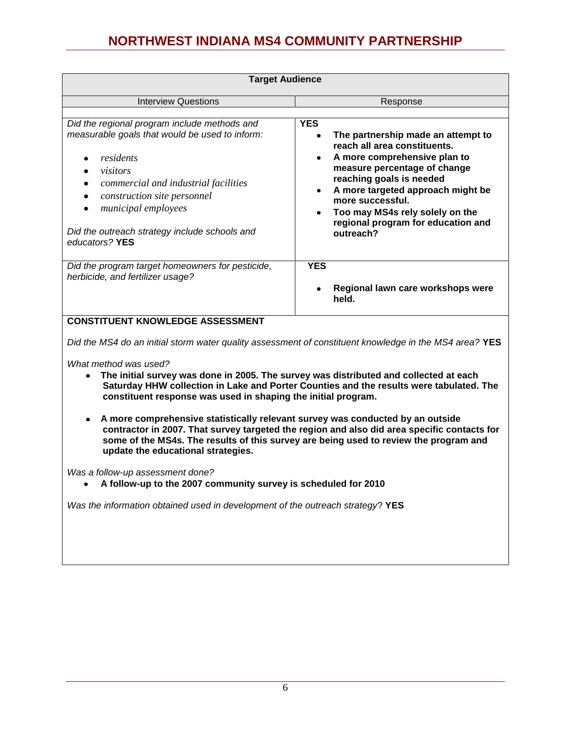| Target Audience | |
|---|---|
| Interview Questions | Response |
| *Did the regional program include methods and measurable goals that would be used to inform:*<br><br>• *residents*<br>• *visitors*<br>• *commercial and industrial facilities*<br>• *construction site personnel*<br>• *municipal employees*<br><br>*Did the outreach strategy include schools and educators?* **YES** | **YES**<br>• **The partnership made an attempt to reach all area constituents.**<br>• **A more comprehensive plan to measure percentage of change reaching goals is needed**<br>• **A more targeted approach might be more successful.**<br>• **Too may MS4s rely solely on the regional program for education and outreach?** |
| *Did the program target homeowners for pesticide, herbicide, and fertilizer usage?* | **YES**<br><br>• **Regional lawn care workshops were held.** |

**CONSTITUENT KNOWLEDGE ASSESSMENT**

*Did the MS4 do an initial storm water quality assessment of constituent knowledge in the MS4 area?* **YES**

*What method was used?*

- **The initial survey was done in 2005. The survey was distributed and collected at each Saturday HHW collection in Lake and Porter Counties and the results were tabulated. The constituent response was used in shaping the initial program.**

- **A more comprehensive statistically relevant survey was conducted by an outside contractor in 2007. That survey targeted the region and also did area specific contacts for some of the MS4s. The results of this survey are being used to review the program and update the educational strategies.**

*Was a follow-up assessment done?*

- **A follow-up to the 2007 community survey is scheduled for 2010**

*Was the information obtained used in development of the outreach strategy?* **YES**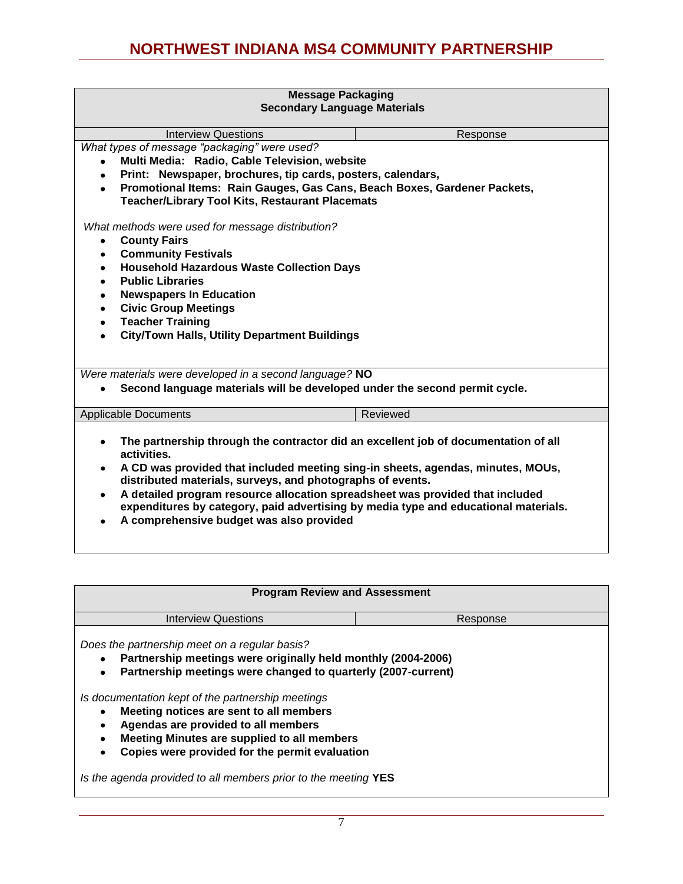| Message Packaging<br>Secondary Language Materials | |
|---|---|
| Interview Questions | Response |

*What types of message "packaging" were used?*

- **Multi Media: Radio, Cable Television, website**
- **Print: Newspaper, brochures, tip cards, posters, calendars,**
- **Promotional Items: Rain Gauges, Gas Cans, Beach Boxes, Gardener Packets, Teacher/Library Tool Kits, Restaurant Placemats**

*What methods were used for message distribution?*

- **County Fairs**
- **Community Festivals**
- **Household Hazardous Waste Collection Days**
- **Public Libraries**
- **Newspapers In Education**
- **Civic Group Meetings**
- **Teacher Training**
- **City/Town Halls, Utility Department Buildings**

*Were materials were developed in a second language?* **NO**

- **Second language materials will be developed under the second permit cycle.**

| Applicable Documents | Reviewed |
|---|---|

- **The partnership through the contractor did an excellent job of documentation of all activities.**
- **A CD was provided that included meeting sing-in sheets, agendas, minutes, MOUs, distributed materials, surveys, and photographs of events.**
- **A detailed program resource allocation spreadsheet was provided that included expenditures by category, paid advertising by media type and educational materials.**
- **A comprehensive budget was also provided**

| Program Review and Assessment | |
|---|---|
| Interview Questions | Response |

*Does the partnership meet on a regular basis?*

- **Partnership meetings were originally held monthly (2004-2006)**
- **Partnership meetings were changed to quarterly (2007-current)**

*Is documentation kept of the partnership meetings*

- **Meeting notices are sent to all members**
- **Agendas are provided to all members**
- **Meeting Minutes are supplied to all members**
- **Copies were provided for the permit evaluation**

*Is the agenda provided to all members prior to the meeting* **YES**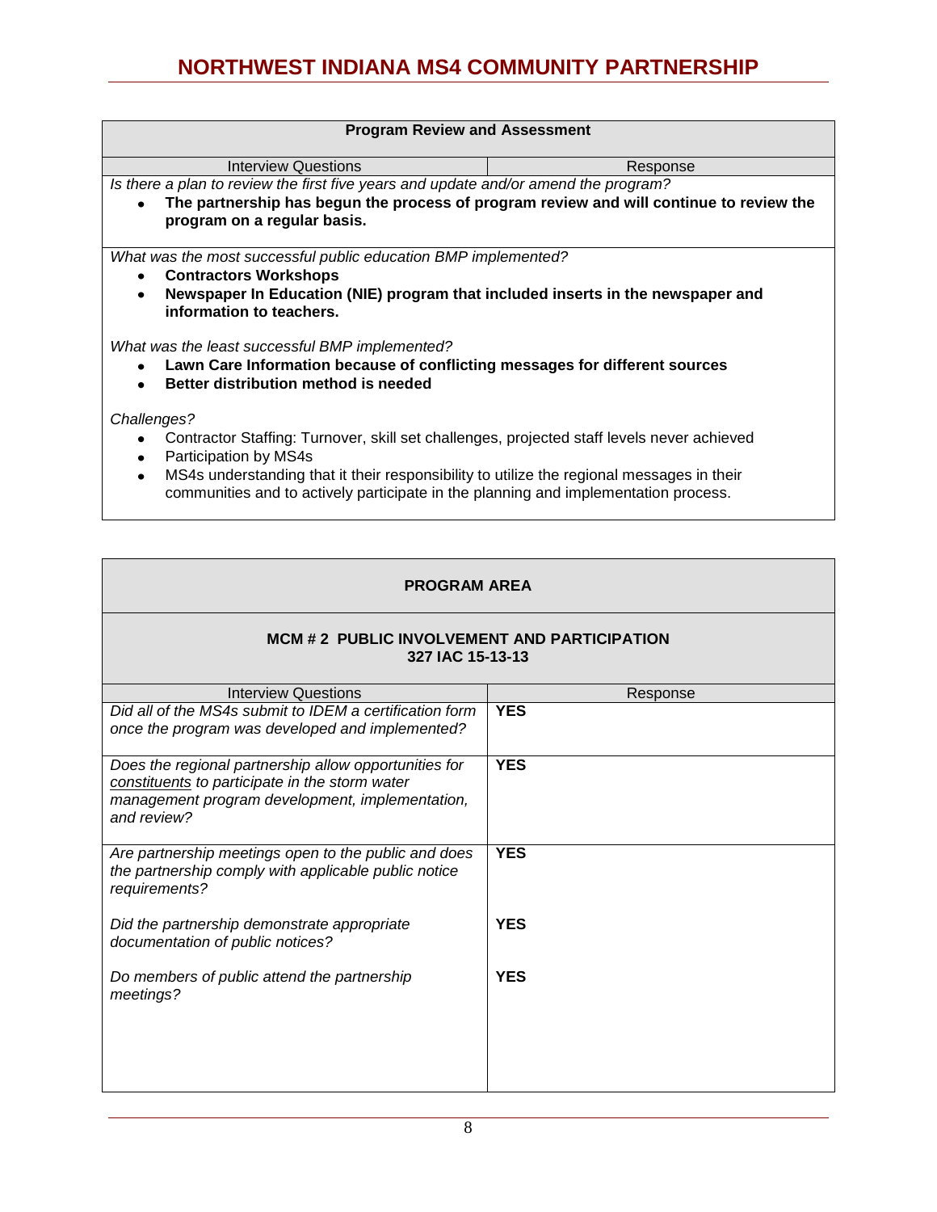## Program Review and Assessment

| Interview Questions | Response |
|---|---|

*Is there a plan to review the first five years and update and/or amend the program?*

- **The partnership has begun the process of program review and will continue to review the program on a regular basis.**

*What was the most successful public education BMP implemented?*

- **Contractors Workshops**
- **Newspaper In Education (NIE) program that included inserts in the newspaper and information to teachers.**

*What was the least successful BMP implemented?*

- **Lawn Care Information because of conflicting messages for different sources**
- **Better distribution method is needed**

*Challenges?*

- Contractor Staffing: Turnover, skill set challenges, projected staff levels never achieved
- Participation by MS4s
- MS4s understanding that it their responsibility to utilize the regional messages in their communities and to actively participate in the planning and implementation process.

## PROGRAM AREA

### MCM # 2 PUBLIC INVOLVEMENT AND PARTICIPATION
### 327 IAC 15-13-13

| Interview Questions | Response |
|---|---|
| *Did all of the MS4s submit to IDEM a certification form once the program was developed and implemented?* | **YES** |
| *Does the regional partnership allow opportunities for constituents to participate in the storm water management program development, implementation, and review?* | **YES** |
| *Are partnership meetings open to the public and does the partnership comply with applicable public notice requirements?* | **YES** |
| *Did the partnership demonstrate appropriate documentation of public notices?* | **YES** |
| *Do members of public attend the partnership meetings?* | **YES** |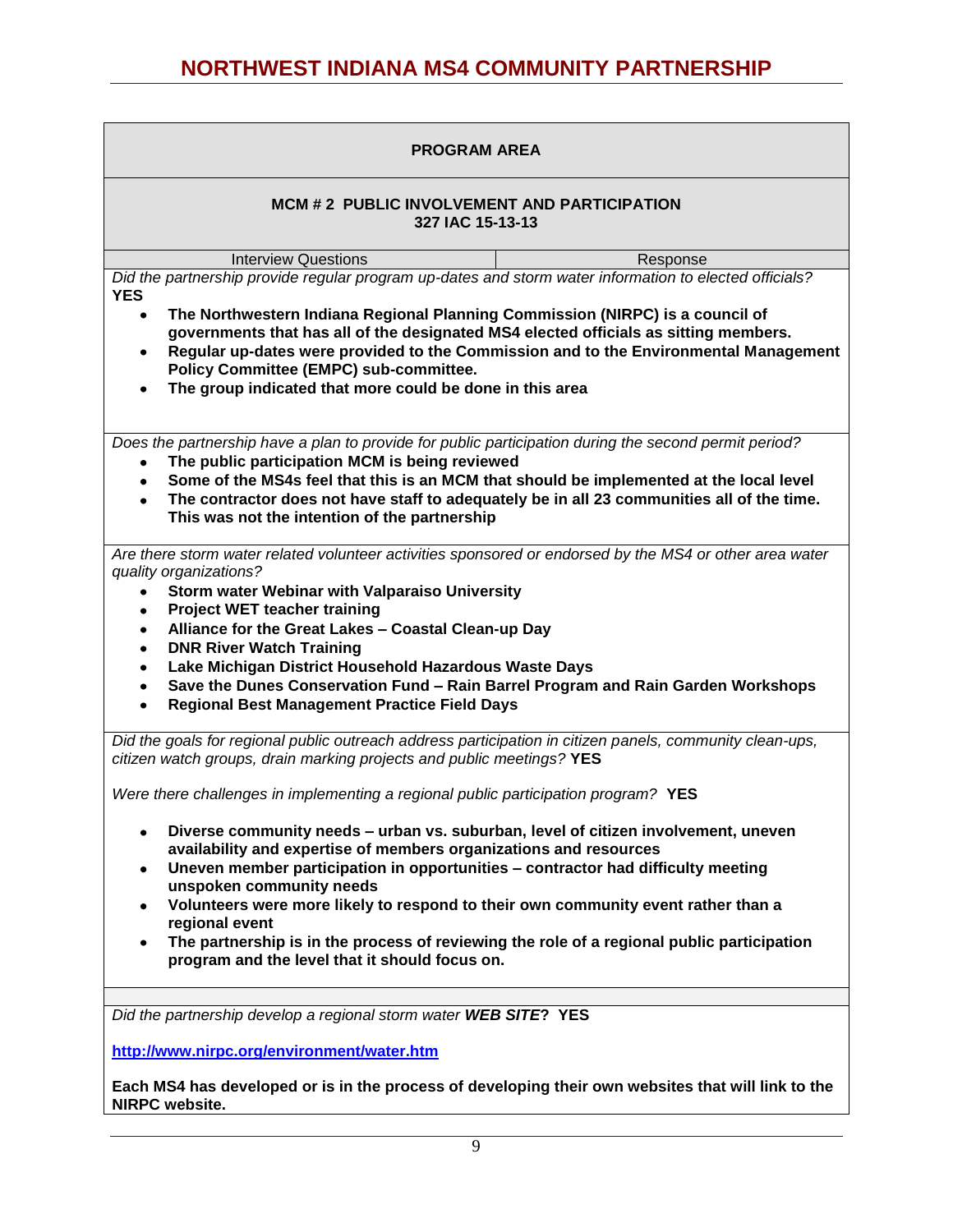# NORTHWEST INDIANA MS4 COMMUNITY PARTNERSHIP

**PROGRAM AREA**

**MCM # 2 PUBLIC INVOLVEMENT AND PARTICIPATION**
**327 IAC 15-13-13**

| Interview Questions | Response |
|---|---|

*Did the partnership provide regular program up-dates and storm water information to elected officials?* **YES**

- **The Northwestern Indiana Regional Planning Commission (NIRPC) is a council of governments that has all of the designated MS4 elected officials as sitting members.**
- **Regular up-dates were provided to the Commission and to the Environmental Management Policy Committee (EMPC) sub-committee.**
- **The group indicated that more could be done in this area**

*Does the partnership have a plan to provide for public participation during the second permit period?*

- **The public participation MCM is being reviewed**
- **Some of the MS4s feel that this is an MCM that should be implemented at the local level**
- **The contractor does not have staff to adequately be in all 23 communities all of the time. This was not the intention of the partnership**

*Are there storm water related volunteer activities sponsored or endorsed by the MS4 or other area water quality organizations?*

- **Storm water Webinar with Valparaiso University**
- **Project WET teacher training**
- **Alliance for the Great Lakes – Coastal Clean-up Day**
- **DNR River Watch Training**
- **Lake Michigan District Household Hazardous Waste Days**
- **Save the Dunes Conservation Fund – Rain Barrel Program and Rain Garden Workshops**
- **Regional Best Management Practice Field Days**

*Did the goals for regional public outreach address participation in citizen panels, community clean-ups, citizen watch groups, drain marking projects and public meetings?* **YES**

*Were there challenges in implementing a regional public participation program?* **YES**

- **Diverse community needs – urban vs. suburban, level of citizen involvement, uneven availability and expertise of members organizations and resources**
- **Uneven member participation in opportunities – contractor had difficulty meeting unspoken community needs**
- **Volunteers were more likely to respond to their own community event rather than a regional event**
- **The partnership is in the process of reviewing the role of a regional public participation program and the level that it should focus on.**

*Did the partnership develop a regional storm water* ***WEB SITE*?** **YES**

**http://www.nirpc.org/environment/water.htm**

**Each MS4 has developed or is in the process of developing their own websites that will link to the NIRPC website.**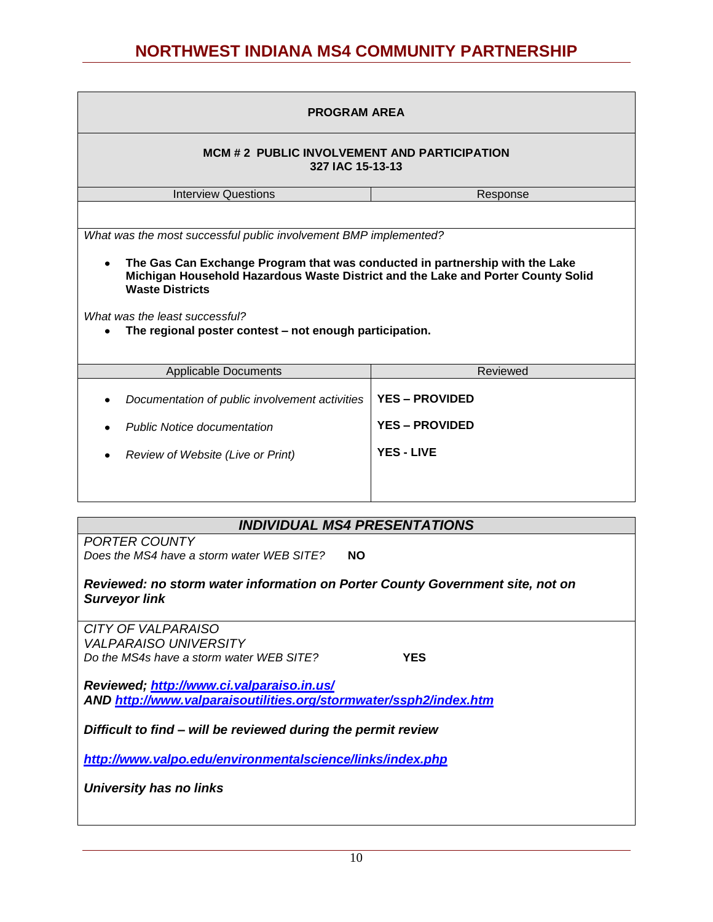## NORTHWEST INDIANA MS4 COMMUNITY PARTNERSHIP

| PROGRAM AREA | |
|---|---|
| **MCM # 2 PUBLIC INVOLVEMENT AND PARTICIPATION**<br>**327 IAC 15-13-13** | |
| Interview Questions | Response |

*What was the most successful public involvement BMP implemented?*

- **The Gas Can Exchange Program that was conducted in partnership with the Lake Michigan Household Hazardous Waste District and the Lake and Porter County Solid Waste Districts**

*What was the least successful?*

- **The regional poster contest – not enough participation.**

| Applicable Documents | Reviewed |
|---|---|
| • *Documentation of public involvement activities* | **YES – PROVIDED** |
| • *Public Notice documentation* | **YES – PROVIDED** |
| • *Review of Website (Live or Print)* | **YES - LIVE** |

### *INDIVIDUAL MS4 PRESENTATIONS*

*PORTER COUNTY*
*Does the MS4 have a storm water WEB SITE?* **NO**

***Reviewed: no storm water information on Porter County Government site, not on Surveyor link***

*CITY OF VALPARAISO*
*VALPARAISO UNIVERSITY*
*Do the MS4s have a storm water WEB SITE?* **YES**

***Reviewed; http://www.ci.valparaiso.in.us/***
***AND http://www.valparaisoutilities.org/stormwater/ssph2/index.htm***

***Difficult to find – will be reviewed during the permit review***

***http://www.valpo.edu/environmentalscience/links/index.php***

***University has no links***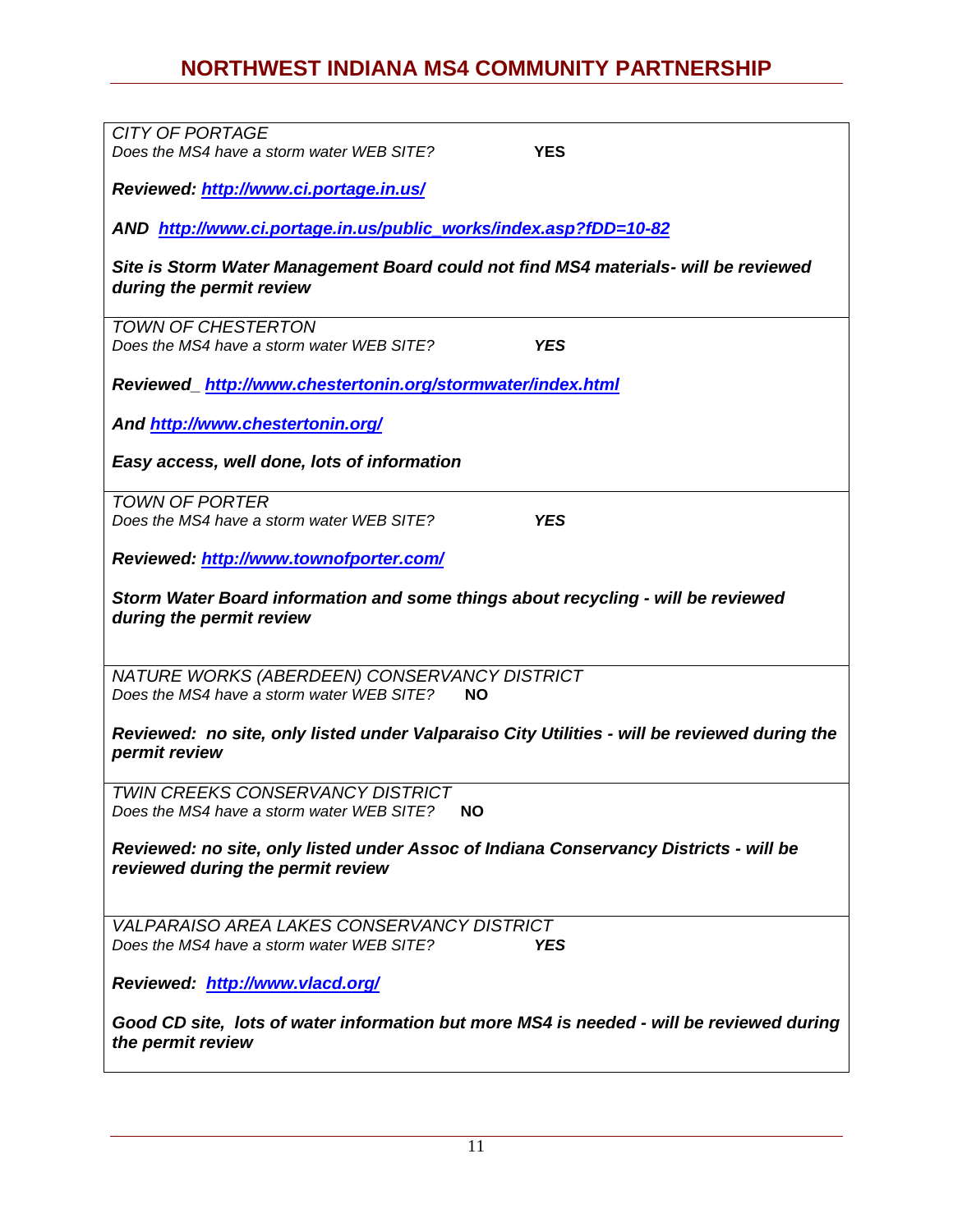*CITY OF PORTAGE*
*Does the MS4 have a storm water WEB SITE?* **YES**

***Reviewed: http://www.ci.portage.in.us/***

***AND http://www.ci.portage.in.us/public_works/index.asp?fDD=10-82***

***Site is Storm Water Management Board could not find MS4 materials- will be reviewed during the permit review***

---

*TOWN OF CHESTERTON*
*Does the MS4 have a storm water WEB SITE?* ***YES***

***Reviewed_ http://www.chestertonin.org/stormwater/index.html***

***And http://www.chestertonin.org/***

***Easy access, well done, lots of information***

---

*TOWN OF PORTER*
*Does the MS4 have a storm water WEB SITE?* ***YES***

***Reviewed: http://www.townofporter.com/***

***Storm Water Board information and some things about recycling - will be reviewed during the permit review***

---

*NATURE WORKS (ABERDEEN) CONSERVANCY DISTRICT*
*Does the MS4 have a storm water WEB SITE?* **NO**

***Reviewed: no site, only listed under Valparaiso City Utilities - will be reviewed during the permit review***

---

*TWIN CREEKS CONSERVANCY DISTRICT*
*Does the MS4 have a storm water WEB SITE?* **NO**

***Reviewed: no site, only listed under Assoc of Indiana Conservancy Districts - will be reviewed during the permit review***

---

*VALPARAISO AREA LAKES CONSERVANCY DISTRICT*
*Does the MS4 have a storm water WEB SITE?* ***YES***

***Reviewed: http://www.vlacd.org/***

***Good CD site, lots of water information but more MS4 is needed - will be reviewed during the permit review***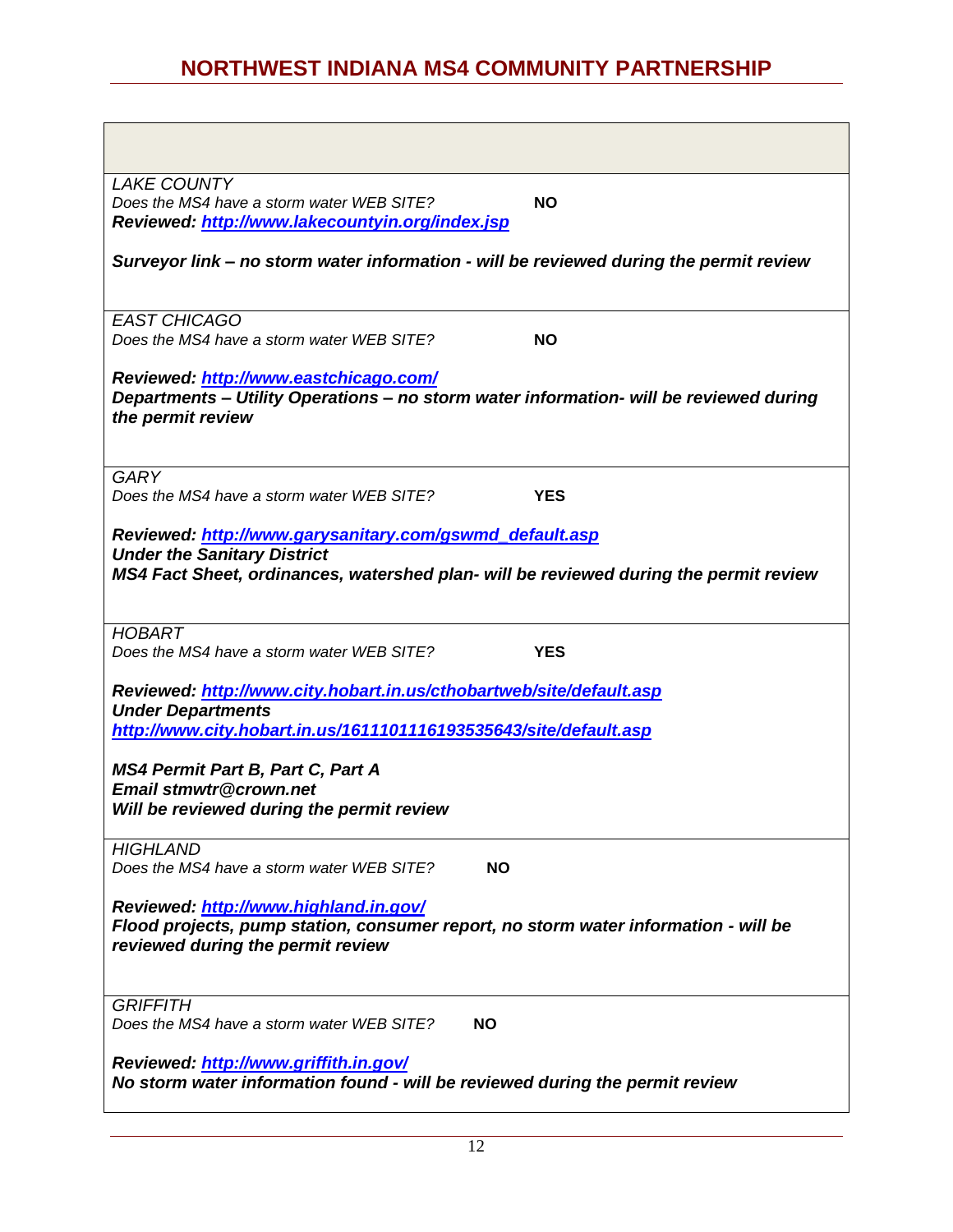| |
|---|
| *LAKE COUNTY*<br>*Does the MS4 have a storm water WEB SITE?* **NO**<br>***Reviewed: http://www.lakecountyin.org/index.jsp***<br><br>***Surveyor link – no storm water information - will be reviewed during the permit review*** |
| *EAST CHICAGO*<br>*Does the MS4 have a storm water WEB SITE?* **NO**<br><br>***Reviewed: http://www.eastchicago.com/***<br>***Departments – Utility Operations – no storm water information- will be reviewed during the permit review*** |
| *GARY*<br>*Does the MS4 have a storm water WEB SITE?* **YES**<br><br>***Reviewed: http://www.garysanitary.com/gswmd_default.asp***<br>***Under the Sanitary District***<br>***MS4 Fact Sheet, ordinances, watershed plan- will be reviewed during the permit review*** |
| *HOBART*<br>*Does the MS4 have a storm water WEB SITE?* **YES**<br><br>***Reviewed: http://www.city.hobart.in.us/cthobartweb/site/default.asp***<br>***Under Departments***<br>***http://www.city.hobart.in.us/1611101116193535643/site/default.asp***<br><br>***MS4 Permit Part B, Part C, Part A***<br>***Email stmwtr@crown.net***<br>***Will be reviewed during the permit review*** |
| *HIGHLAND*<br>*Does the MS4 have a storm water WEB SITE?* **NO**<br><br>***Reviewed: http://www.highland.in.gov/***<br>***Flood projects, pump station, consumer report, no storm water information - will be reviewed during the permit review*** |
| *GRIFFITH*<br>*Does the MS4 have a storm water WEB SITE?* **NO**<br><br>***Reviewed: http://www.griffith.in.gov/***<br>***No storm water information found - will be reviewed during the permit review*** |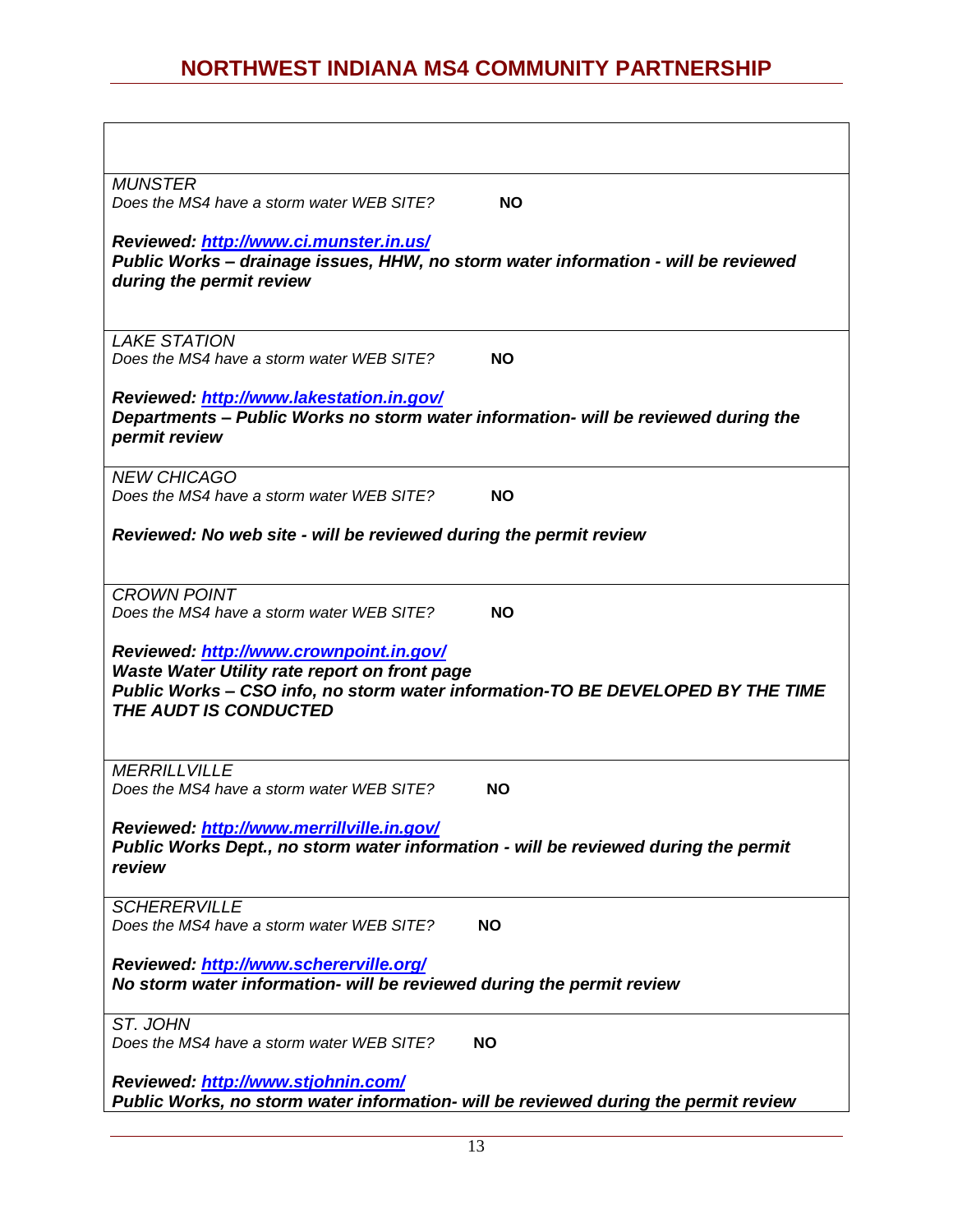# NORTHWEST INDIANA MS4 COMMUNITY PARTNERSHIP

*MUNSTER*
*Does the MS4 have a storm water WEB SITE?* **NO**

***Reviewed: [http://www.ci.munster.in.us/](http://www.ci.munster.in.us/)***
***Public Works – drainage issues, HHW, no storm water information - will be reviewed during the permit review***

*LAKE STATION*
*Does the MS4 have a storm water WEB SITE?* **NO**

***Reviewed: [http://www.lakestation.in.gov/](http://www.lakestation.in.gov/)***
***Departments – Public Works no storm water information- will be reviewed during the permit review***

*NEW CHICAGO*
*Does the MS4 have a storm water WEB SITE?* **NO**

***Reviewed: No web site - will be reviewed during the permit review***

*CROWN POINT*
*Does the MS4 have a storm water WEB SITE?* **NO**

***Reviewed: [http://www.crownpoint.in.gov/](http://www.crownpoint.in.gov/)***
***Waste Water Utility rate report on front page***
***Public Works – CSO info, no storm water information-TO BE DEVELOPED BY THE TIME THE AUDT IS CONDUCTED***

*MERRILLVILLE*
*Does the MS4 have a storm water WEB SITE?* **NO**

***Reviewed: [http://www.merrillville.in.gov/](http://www.merrillville.in.gov/)***
***Public Works Dept., no storm water information - will be reviewed during the permit review***

*SCHERERVILLE*
*Does the MS4 have a storm water WEB SITE?* **NO**

***Reviewed: [http://www.schererville.org/](http://www.schererville.org/)***
***No storm water information- will be reviewed during the permit review***

*ST. JOHN*
*Does the MS4 have a storm water WEB SITE?* **NO**

***Reviewed: [http://www.stjohnin.com/](http://www.stjohnin.com/)***
***Public Works, no storm water information- will be reviewed during the permit review***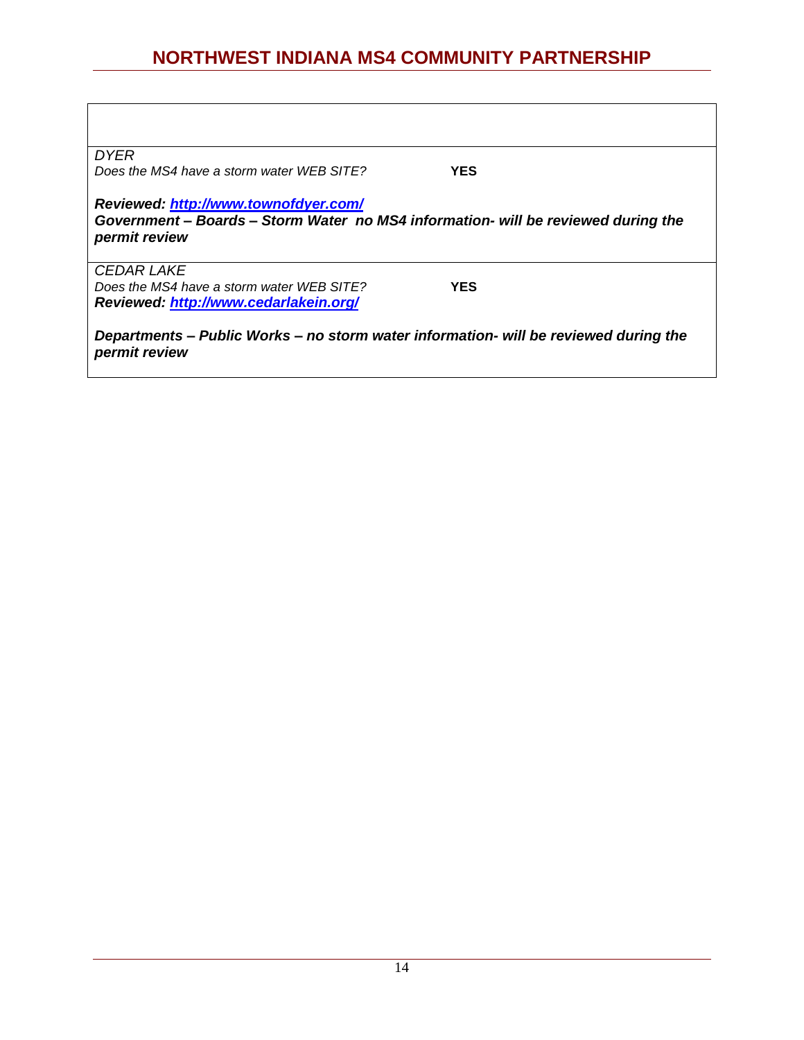*DYER*

*Does the MS4 have a storm water WEB SITE?* **YES**

***Reviewed: [http://www.townofdyer.com/](http://www.townofdyer.com/)***

***Government – Boards – Storm Water no MS4 information- will be reviewed during the permit review***

*CEDAR LAKE*

*Does the MS4 have a storm water WEB SITE?* **YES**

***Reviewed: [http://www.cedarlakein.org/](http://www.cedarlakein.org/)***

***Departments – Public Works – no storm water information- will be reviewed during the permit review***